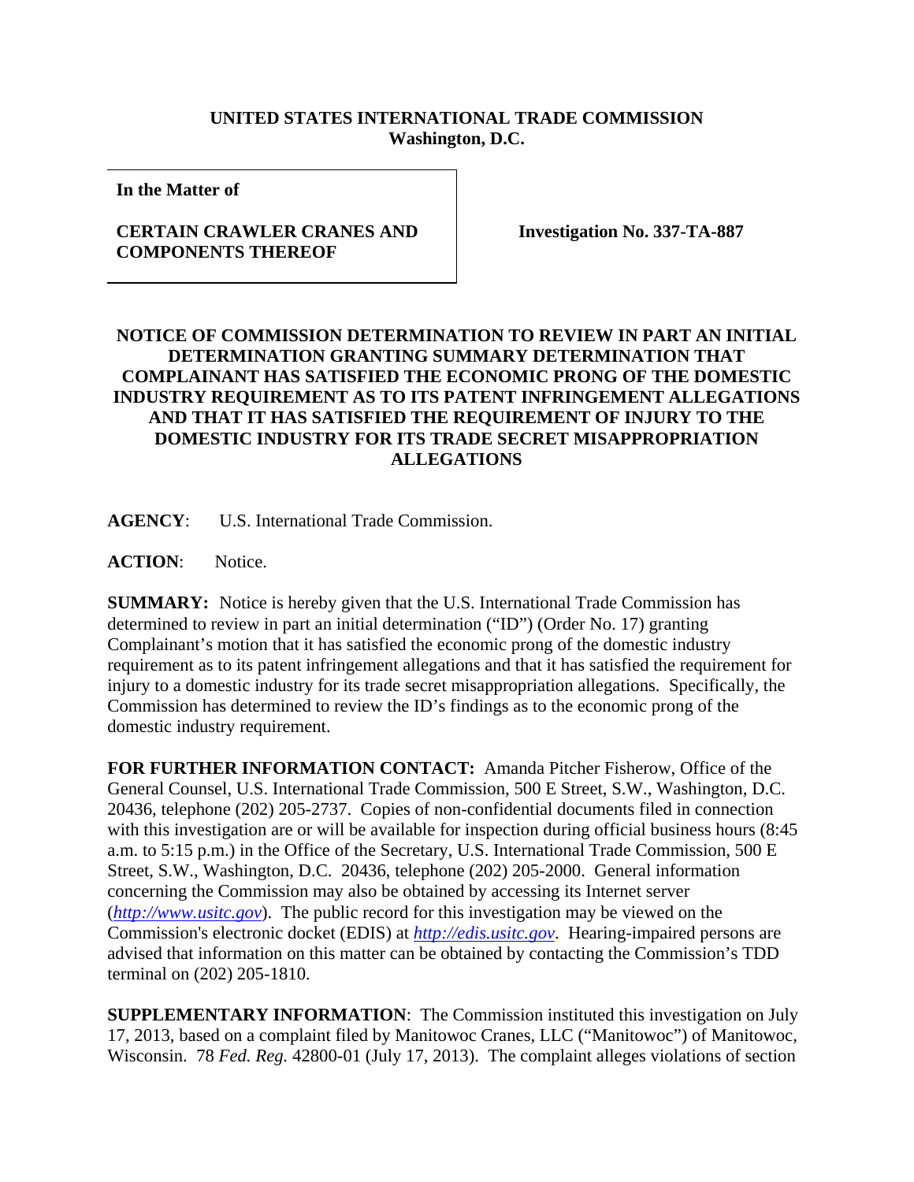**UNITED STATES INTERNATIONAL TRADE COMMISSION**
**Washington, D.C.**

| **In the Matter of**<br><br>**CERTAIN CRAWLER CRANES AND COMPONENTS THEREOF** | **Investigation No. 337-TA-887** |
|---|---|

**NOTICE OF COMMISSION DETERMINATION TO REVIEW IN PART AN INITIAL DETERMINATION GRANTING SUMMARY DETERMINATION THAT COMPLAINANT HAS SATISFIED THE ECONOMIC PRONG OF THE DOMESTIC INDUSTRY REQUIREMENT AS TO ITS PATENT INFRINGEMENT ALLEGATIONS AND THAT IT HAS SATISFIED THE REQUIREMENT OF INJURY TO THE DOMESTIC INDUSTRY FOR ITS TRADE SECRET MISAPPROPRIATION ALLEGATIONS**

**AGENCY**: U.S. International Trade Commission.

**ACTION**: Notice.

**SUMMARY:** Notice is hereby given that the U.S. International Trade Commission has determined to review in part an initial determination ("ID") (Order No. 17) granting Complainant's motion that it has satisfied the economic prong of the domestic industry requirement as to its patent infringement allegations and that it has satisfied the requirement for injury to a domestic industry for its trade secret misappropriation allegations. Specifically, the Commission has determined to review the ID's findings as to the economic prong of the domestic industry requirement.

**FOR FURTHER INFORMATION CONTACT:** Amanda Pitcher Fisherow, Office of the General Counsel, U.S. International Trade Commission, 500 E Street, S.W., Washington, D.C. 20436, telephone (202) 205-2737. Copies of non-confidential documents filed in connection with this investigation are or will be available for inspection during official business hours (8:45 a.m. to 5:15 p.m.) in the Office of the Secretary, U.S. International Trade Commission, 500 E Street, S.W., Washington, D.C. 20436, telephone (202) 205-2000. General information concerning the Commission may also be obtained by accessing its Internet server (*http://www.usitc.gov*). The public record for this investigation may be viewed on the Commission's electronic docket (EDIS) at *http://edis.usitc.gov*. Hearing-impaired persons are advised that information on this matter can be obtained by contacting the Commission's TDD terminal on (202) 205-1810.

**SUPPLEMENTARY INFORMATION**: The Commission instituted this investigation on July 17, 2013, based on a complaint filed by Manitowoc Cranes, LLC ("Manitowoc") of Manitowoc, Wisconsin. 78 *Fed. Reg.* 42800-01 (July 17, 2013). The complaint alleges violations of section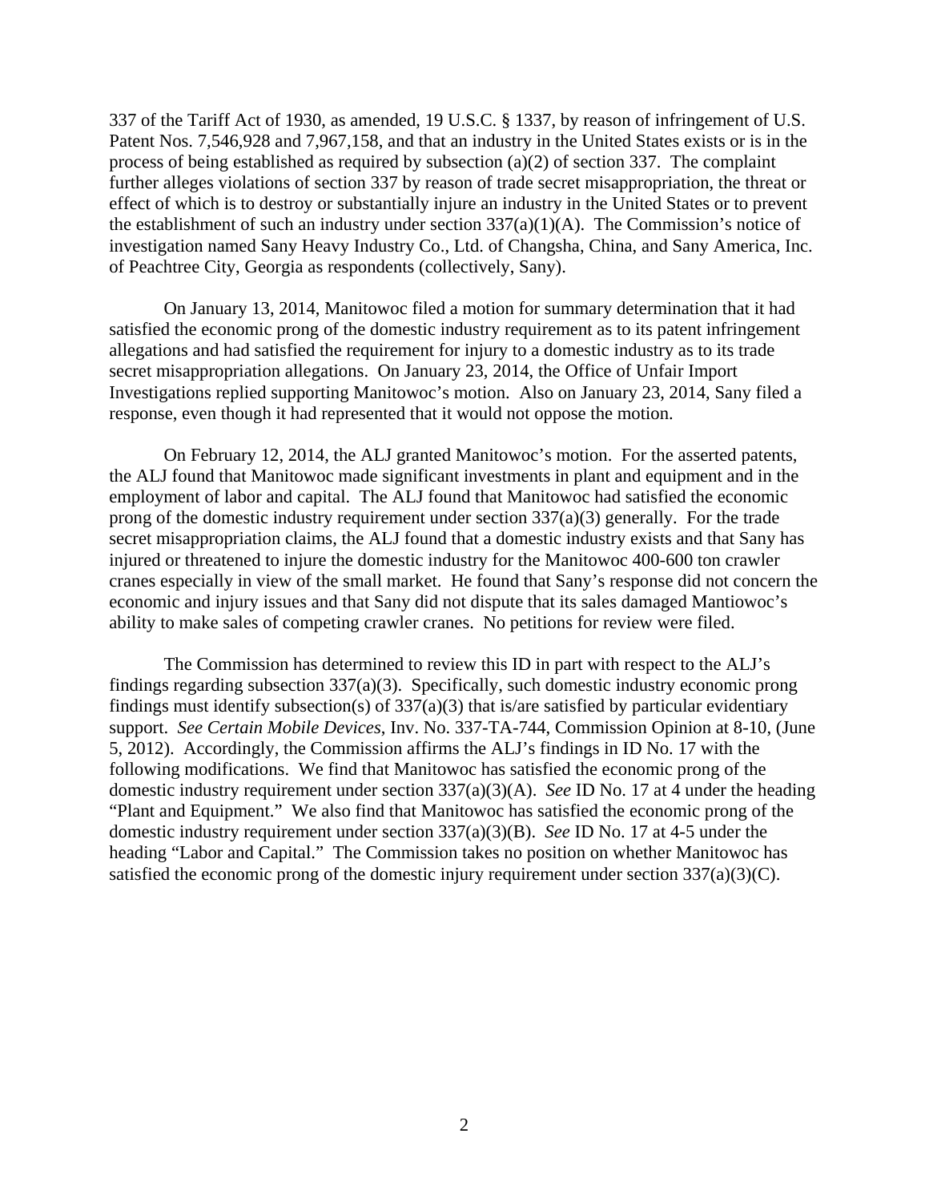337 of the Tariff Act of 1930, as amended, 19 U.S.C. § 1337, by reason of infringement of U.S. Patent Nos. 7,546,928 and 7,967,158, and that an industry in the United States exists or is in the process of being established as required by subsection (a)(2) of section 337. The complaint further alleges violations of section 337 by reason of trade secret misappropriation, the threat or effect of which is to destroy or substantially injure an industry in the United States or to prevent the establishment of such an industry under section 337(a)(1)(A). The Commission's notice of investigation named Sany Heavy Industry Co., Ltd. of Changsha, China, and Sany America, Inc. of Peachtree City, Georgia as respondents (collectively, Sany).

On January 13, 2014, Manitowoc filed a motion for summary determination that it had satisfied the economic prong of the domestic industry requirement as to its patent infringement allegations and had satisfied the requirement for injury to a domestic industry as to its trade secret misappropriation allegations. On January 23, 2014, the Office of Unfair Import Investigations replied supporting Manitowoc's motion. Also on January 23, 2014, Sany filed a response, even though it had represented that it would not oppose the motion.

On February 12, 2014, the ALJ granted Manitowoc's motion. For the asserted patents, the ALJ found that Manitowoc made significant investments in plant and equipment and in the employment of labor and capital. The ALJ found that Manitowoc had satisfied the economic prong of the domestic industry requirement under section 337(a)(3) generally. For the trade secret misappropriation claims, the ALJ found that a domestic industry exists and that Sany has injured or threatened to injure the domestic industry for the Manitowoc 400-600 ton crawler cranes especially in view of the small market. He found that Sany's response did not concern the economic and injury issues and that Sany did not dispute that its sales damaged Mantiowoc's ability to make sales of competing crawler cranes. No petitions for review were filed.

The Commission has determined to review this ID in part with respect to the ALJ's findings regarding subsection 337(a)(3). Specifically, such domestic industry economic prong findings must identify subsection(s) of 337(a)(3) that is/are satisfied by particular evidentiary support. *See Certain Mobile Devices*, Inv. No. 337-TA-744, Commission Opinion at 8-10, (June 5, 2012). Accordingly, the Commission affirms the ALJ's findings in ID No. 17 with the following modifications. We find that Manitowoc has satisfied the economic prong of the domestic industry requirement under section 337(a)(3)(A). *See* ID No. 17 at 4 under the heading "Plant and Equipment." We also find that Manitowoc has satisfied the economic prong of the domestic industry requirement under section 337(a)(3)(B). *See* ID No. 17 at 4-5 under the heading "Labor and Capital." The Commission takes no position on whether Manitowoc has satisfied the economic prong of the domestic injury requirement under section 337(a)(3)(C).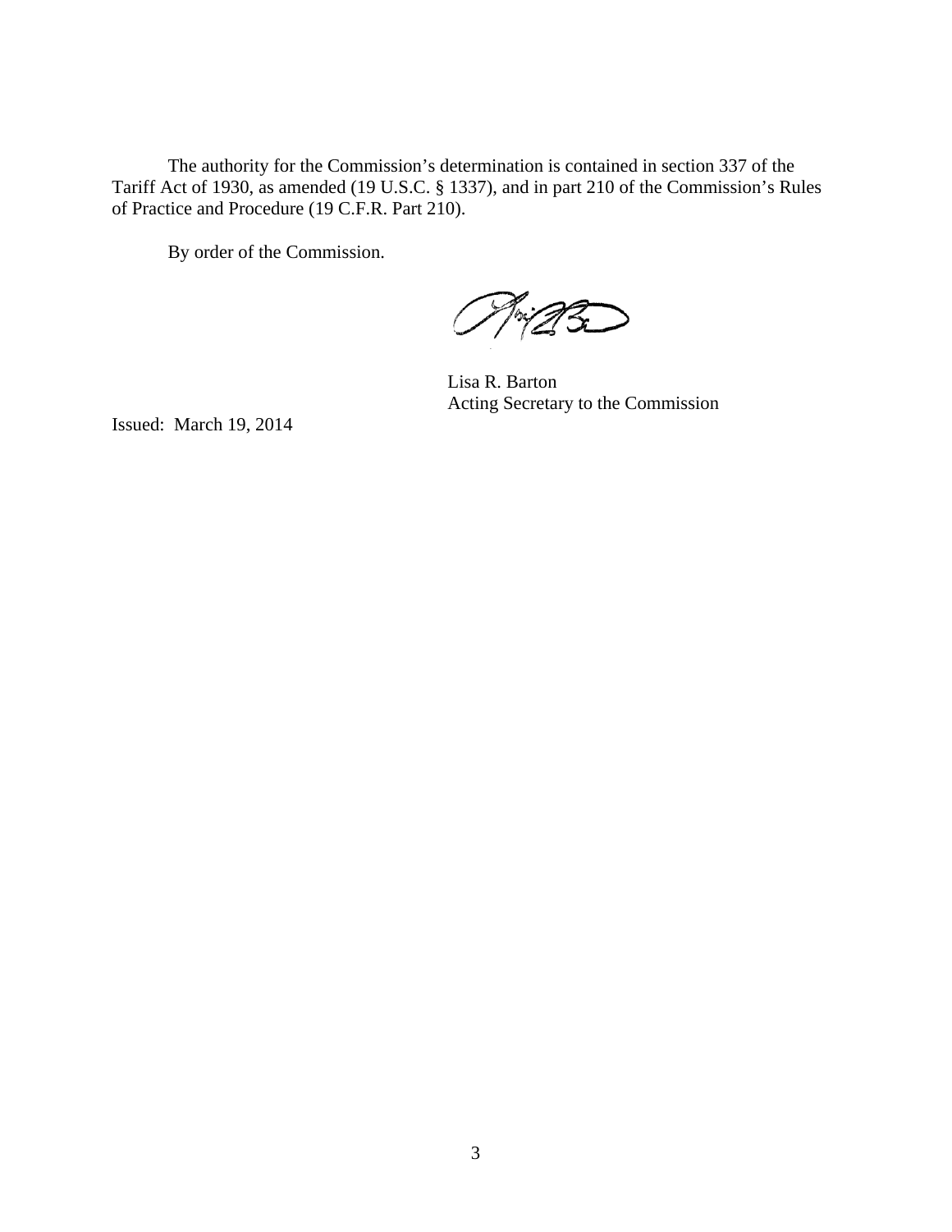The authority for the Commission's determination is contained in section 337 of the Tariff Act of 1930, as amended (19 U.S.C. § 1337), and in part 210 of the Commission's Rules of Practice and Procedure (19 C.F.R. Part 210).

By order of the Commission.

Lisa R. Barton
Acting Secretary to the Commission

Issued: March 19, 2014